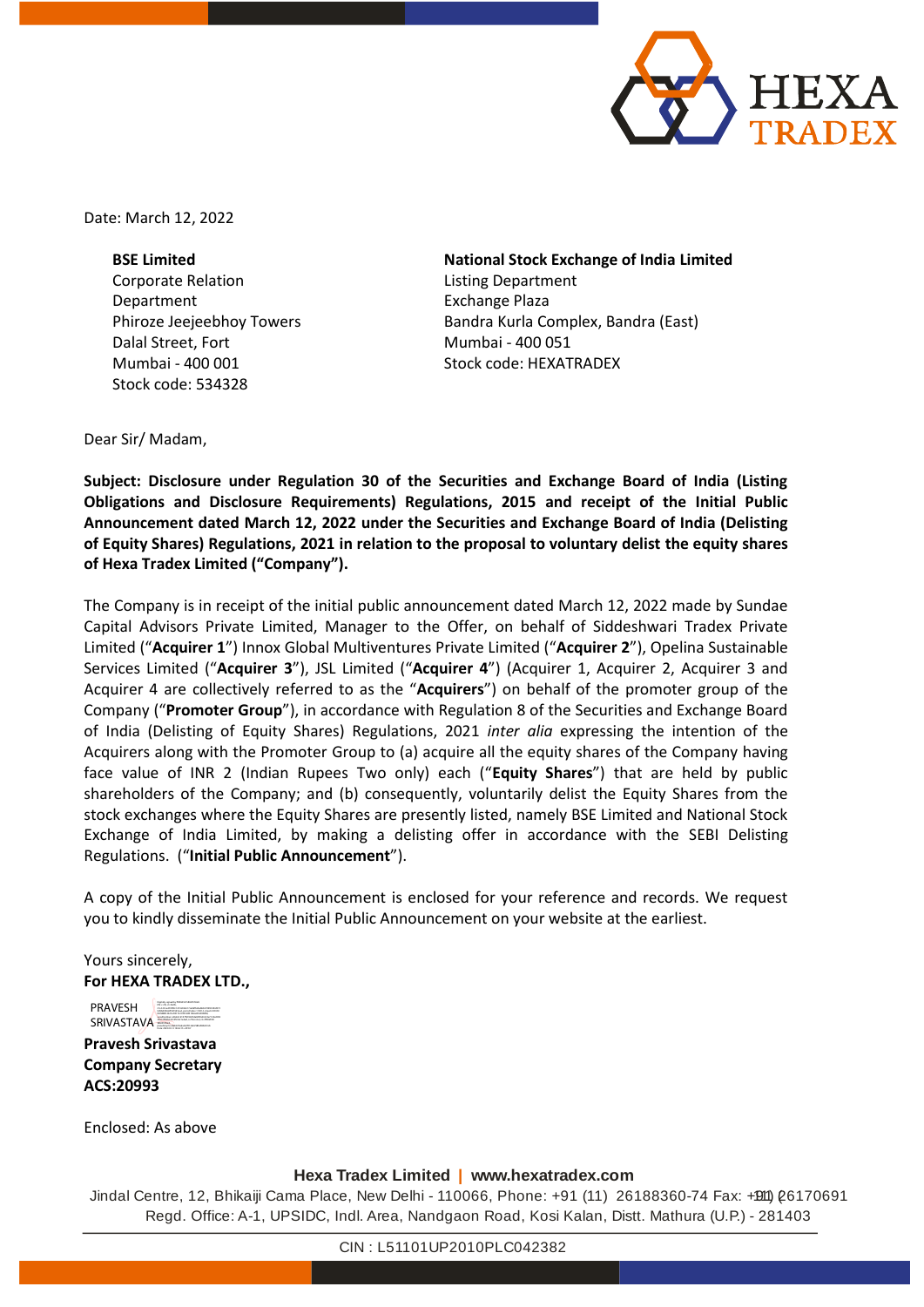Date: March 12, 2022

**BSE Limited**
Corporate Relation Department
Phiroze Jeejeebhoy Towers
Dalal Street, Fort
Mumbai - 400 001
Stock code: 534328

**National Stock Exchange of India Limited**
Listing Department
Exchange Plaza
Bandra Kurla Complex, Bandra (East)
Mumbai - 400 051
Stock code: HEXATRADEX

Dear Sir/ Madam,

**Subject: Disclosure under Regulation 30 of the Securities and Exchange Board of India (Listing Obligations and Disclosure Requirements) Regulations, 2015 and receipt of the Initial Public Announcement dated March 12, 2022 under the Securities and Exchange Board of India (Delisting of Equity Shares) Regulations, 2021 in relation to the proposal to voluntary delist the equity shares of Hexa Tradex Limited ("Company").**

The Company is in receipt of the initial public announcement dated March 12, 2022 made by Sundae Capital Advisors Private Limited, Manager to the Offer, on behalf of Siddeshwari Tradex Private Limited ("**Acquirer 1**") Innox Global Multiventures Private Limited ("**Acquirer 2**"), Opelina Sustainable Services Limited ("**Acquirer 3**"), JSL Limited ("**Acquirer 4**") (Acquirer 1, Acquirer 2, Acquirer 3 and Acquirer 4 are collectively referred to as the "**Acquirers**") on behalf of the promoter group of the Company ("**Promoter Group**"), in accordance with Regulation 8 of the Securities and Exchange Board of India (Delisting of Equity Shares) Regulations, 2021 *inter alia* expressing the intention of the Acquirers along with the Promoter Group to (a) acquire all the equity shares of the Company having face value of INR 2 (Indian Rupees Two only) each ("**Equity Shares**") that are held by public shareholders of the Company; and (b) consequently, voluntarily delist the Equity Shares from the stock exchanges where the Equity Shares are presently listed, namely BSE Limited and National Stock Exchange of India Limited, by making a delisting offer in accordance with the SEBI Delisting Regulations. ("**Initial Public Announcement**").

A copy of the Initial Public Announcement is enclosed for your reference and records. We request you to kindly disseminate the Initial Public Announcement on your website at the earliest.

Yours sincerely,
**For HEXA TRADEX LTD.,**

PRAVESH SRIVASTAVA

**Pravesh Srivastava**
**Company Secretary**
**ACS:20993**

Enclosed: As above

**Hexa Tradex Limited | www.hexatradex.com**
Jindal Centre, 12, Bhikaiji Cama Place, New Delhi - 110066, Phone: +91 (11) 26188360-74 Fax: +91 (11) 26170691
Regd. Office: A-1, UPSIDC, Indl. Area, Nandgaon Road, Kosi Kalan, Distt. Mathura (U.P.) - 281403

CIN : L51101UP2010PLC042382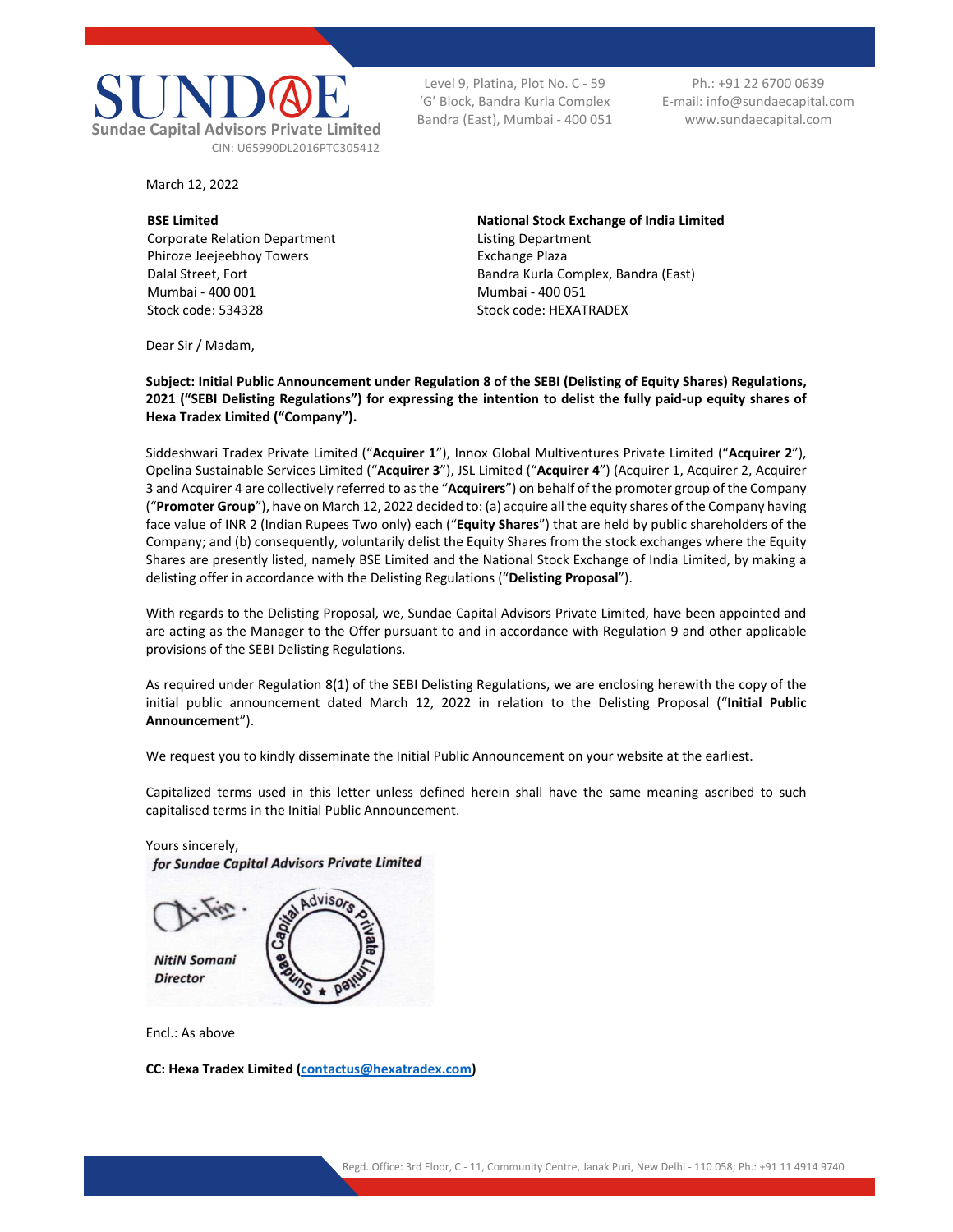**SUNDAE**
**Sundae Capital Advisors Private Limited**
CIN: U65990DL2016PTC305412

Level 9, Platina, Plot No. C - 59
'G' Block, Bandra Kurla Complex
Bandra (East), Mumbai - 400 051

Ph.: +91 22 6700 0639
E-mail: info@sundaecapital.com
www.sundaecapital.com

March 12, 2022

**BSE Limited**
Corporate Relation Department
Phiroze Jeejeebhoy Towers
Dalal Street, Fort
Mumbai - 400 001
Stock code: 534328

**National Stock Exchange of India Limited**
Listing Department
Exchange Plaza
Bandra Kurla Complex, Bandra (East)
Mumbai - 400 051
Stock code: HEXATRADEX

Dear Sir / Madam,

**Subject: Initial Public Announcement under Regulation 8 of the SEBI (Delisting of Equity Shares) Regulations, 2021 ("SEBI Delisting Regulations") for expressing the intention to delist the fully paid-up equity shares of Hexa Tradex Limited ("Company").**

Siddeshwari Tradex Private Limited ("**Acquirer 1**"), Innox Global Multiventures Private Limited ("**Acquirer 2**"), Opelina Sustainable Services Limited ("**Acquirer 3**"), JSL Limited ("**Acquirer 4**") (Acquirer 1, Acquirer 2, Acquirer 3 and Acquirer 4 are collectively referred to as the "**Acquirers**") on behalf of the promoter group of the Company ("**Promoter Group**"), have on March 12, 2022 decided to: (a) acquire all the equity shares of the Company having face value of INR 2 (Indian Rupees Two only) each ("**Equity Shares**") that are held by public shareholders of the Company; and (b) consequently, voluntarily delist the Equity Shares from the stock exchanges where the Equity Shares are presently listed, namely BSE Limited and the National Stock Exchange of India Limited, by making a delisting offer in accordance with the Delisting Regulations ("**Delisting Proposal**").

With regards to the Delisting Proposal, we, Sundae Capital Advisors Private Limited, have been appointed and are acting as the Manager to the Offer pursuant to and in accordance with Regulation 9 and other applicable provisions of the SEBI Delisting Regulations.

As required under Regulation 8(1) of the SEBI Delisting Regulations, we are enclosing herewith the copy of the initial public announcement dated March 12, 2022 in relation to the Delisting Proposal ("**Initial Public Announcement**").

We request you to kindly disseminate the Initial Public Announcement on your website at the earliest.

Capitalized terms used in this letter unless defined herein shall have the same meaning ascribed to such capitalised terms in the Initial Public Announcement.

Yours sincerely,
*for Sundae Capital Advisors Private Limited*

*NitiN Somani*
*Director*

Encl.: As above

**CC: Hexa Tradex Limited (contactus@hexatradex.com)**

Regd. Office: 3rd Floor, C - 11, Community Centre, Janak Puri, New Delhi - 110 058; Ph.: +91 11 4914 9740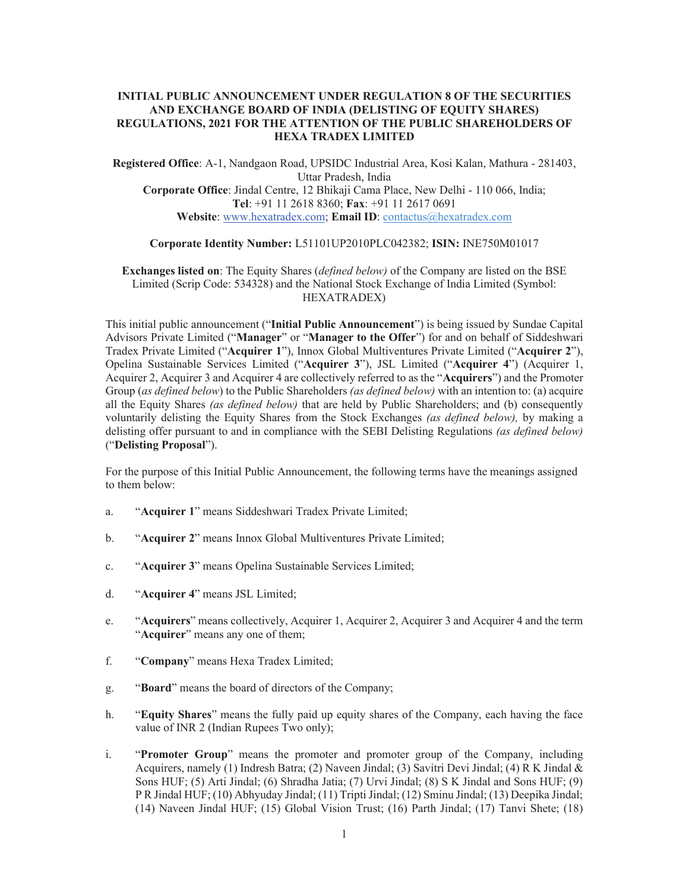**INITIAL PUBLIC ANNOUNCEMENT UNDER REGULATION 8 OF THE SECURITIES AND EXCHANGE BOARD OF INDIA (DELISTING OF EQUITY SHARES) REGULATIONS, 2021 FOR THE ATTENTION OF THE PUBLIC SHAREHOLDERS OF HEXA TRADEX LIMITED**

**Registered Office**: A-1, Nandgaon Road, UPSIDC Industrial Area, Kosi Kalan, Mathura - 281403, Uttar Pradesh, India
**Corporate Office**: Jindal Centre, 12 Bhikaji Cama Place, New Delhi - 110 066, India;
**Tel**: +91 11 2618 8360; **Fax**: +91 11 2617 0691
**Website**: www.hexatradex.com; **Email ID**: contactus@hexatradex.com

**Corporate Identity Number:** L51101UP2010PLC042382; **ISIN:** INE750M01017

**Exchanges listed on**: The Equity Shares (*defined below)* of the Company are listed on the BSE Limited (Scrip Code: 534328) and the National Stock Exchange of India Limited (Symbol: HEXATRADEX)

This initial public announcement ("**Initial Public Announcement**") is being issued by Sundae Capital Advisors Private Limited ("**Manager**" or "**Manager to the Offer**") for and on behalf of Siddeshwari Tradex Private Limited ("**Acquirer 1**"), Innox Global Multiventures Private Limited ("**Acquirer 2**"), Opelina Sustainable Services Limited ("**Acquirer 3**"), JSL Limited ("**Acquirer 4**") (Acquirer 1, Acquirer 2, Acquirer 3 and Acquirer 4 are collectively referred to as the "**Acquirers**") and the Promoter Group (*as defined below*) to the Public Shareholders *(as defined below)* with an intention to: (a) acquire all the Equity Shares *(as defined below)* that are held by Public Shareholders; and (b) consequently voluntarily delisting the Equity Shares from the Stock Exchanges *(as defined below),* by making a delisting offer pursuant to and in compliance with the SEBI Delisting Regulations *(as defined below)* ("**Delisting Proposal**").

For the purpose of this Initial Public Announcement, the following terms have the meanings assigned to them below:

a. "**Acquirer 1**" means Siddeshwari Tradex Private Limited;

b. "**Acquirer 2**" means Innox Global Multiventures Private Limited;

c. "**Acquirer 3**" means Opelina Sustainable Services Limited;

d. "**Acquirer 4**" means JSL Limited;

e. "**Acquirers**" means collectively, Acquirer 1, Acquirer 2, Acquirer 3 and Acquirer 4 and the term "**Acquirer**" means any one of them;

f. "**Company**" means Hexa Tradex Limited;

g. "**Board**" means the board of directors of the Company;

h. "**Equity Shares**" means the fully paid up equity shares of the Company, each having the face value of INR 2 (Indian Rupees Two only);

i. "**Promoter Group**" means the promoter and promoter group of the Company, including Acquirers, namely (1) Indresh Batra; (2) Naveen Jindal; (3) Savitri Devi Jindal; (4) R K Jindal & Sons HUF; (5) Arti Jindal; (6) Shradha Jatia; (7) Urvi Jindal; (8) S K Jindal and Sons HUF; (9) P R Jindal HUF; (10) Abhyuday Jindal; (11) Tripti Jindal; (12) Sminu Jindal; (13) Deepika Jindal; (14) Naveen Jindal HUF; (15) Global Vision Trust; (16) Parth Jindal; (17) Tanvi Shete; (18)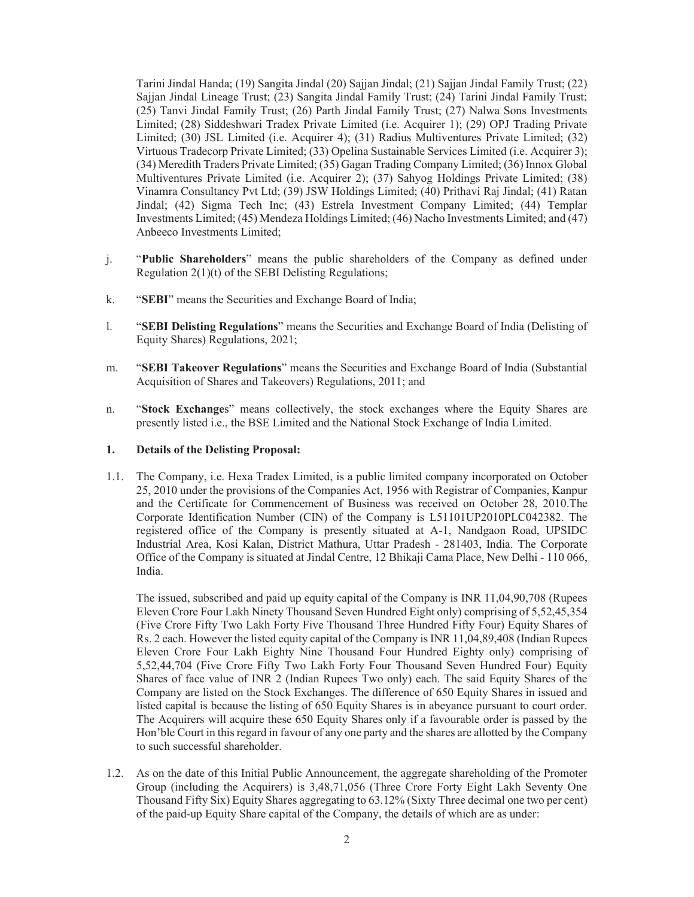Tarini Jindal Handa; (19) Sangita Jindal (20) Sajjan Jindal; (21) Sajjan Jindal Family Trust; (22) Sajjan Jindal Lineage Trust; (23) Sangita Jindal Family Trust; (24) Tarini Jindal Family Trust; (25) Tanvi Jindal Family Trust; (26) Parth Jindal Family Trust; (27) Nalwa Sons Investments Limited; (28) Siddeshwari Tradex Private Limited (i.e. Acquirer 1); (29) OPJ Trading Private Limited; (30) JSL Limited (i.e. Acquirer 4); (31) Radius Multiventures Private Limited; (32) Virtuous Tradecorp Private Limited; (33) Opelina Sustainable Services Limited (i.e. Acquirer 3); (34) Meredith Traders Private Limited; (35) Gagan Trading Company Limited; (36) Innox Global Multiventures Private Limited (i.e. Acquirer 2); (37) Sahyog Holdings Private Limited; (38) Vinamra Consultancy Pvt Ltd; (39) JSW Holdings Limited; (40) Prithavi Raj Jindal; (41) Ratan Jindal; (42) Sigma Tech Inc; (43) Estrela Investment Company Limited; (44) Templar Investments Limited; (45) Mendeza Holdings Limited; (46) Nacho Investments Limited; and (47) Anbeeco Investments Limited;

j. "**Public Shareholders**" means the public shareholders of the Company as defined under Regulation 2(1)(t) of the SEBI Delisting Regulations;

k. "**SEBI**" means the Securities and Exchange Board of India;

l. "**SEBI Delisting Regulations**" means the Securities and Exchange Board of India (Delisting of Equity Shares) Regulations, 2021;

m. "**SEBI Takeover Regulations**" means the Securities and Exchange Board of India (Substantial Acquisition of Shares and Takeovers) Regulations, 2011; and

n. "**Stock Exchanges**" means collectively, the stock exchanges where the Equity Shares are presently listed i.e., the BSE Limited and the National Stock Exchange of India Limited.

## 1. Details of the Delisting Proposal:

1.1. The Company, i.e. Hexa Tradex Limited, is a public limited company incorporated on October 25, 2010 under the provisions of the Companies Act, 1956 with Registrar of Companies, Kanpur and the Certificate for Commencement of Business was received on October 28, 2010.The Corporate Identification Number (CIN) of the Company is L51101UP2010PLC042382. The registered office of the Company is presently situated at A-1, Nandgaon Road, UPSIDC Industrial Area, Kosi Kalan, District Mathura, Uttar Pradesh - 281403, India. The Corporate Office of the Company is situated at Jindal Centre, 12 Bhikaji Cama Place, New Delhi - 110 066, India.

The issued, subscribed and paid up equity capital of the Company is INR 11,04,90,708 (Rupees Eleven Crore Four Lakh Ninety Thousand Seven Hundred Eight only) comprising of 5,52,45,354 (Five Crore Fifty Two Lakh Forty Five Thousand Three Hundred Fifty Four) Equity Shares of Rs. 2 each. However the listed equity capital of the Company is INR 11,04,89,408 (Indian Rupees Eleven Crore Four Lakh Eighty Nine Thousand Four Hundred Eighty only) comprising of 5,52,44,704 (Five Crore Fifty Two Lakh Forty Four Thousand Seven Hundred Four) Equity Shares of face value of INR 2 (Indian Rupees Two only) each. The said Equity Shares of the Company are listed on the Stock Exchanges. The difference of 650 Equity Shares in issued and listed capital is because the listing of 650 Equity Shares is in abeyance pursuant to court order. The Acquirers will acquire these 650 Equity Shares only if a favourable order is passed by the Hon'ble Court in this regard in favour of any one party and the shares are allotted by the Company to such successful shareholder.

1.2. As on the date of this Initial Public Announcement, the aggregate shareholding of the Promoter Group (including the Acquirers) is 3,48,71,056 (Three Crore Forty Eight Lakh Seventy One Thousand Fifty Six) Equity Shares aggregating to 63.12% (Sixty Three decimal one two per cent) of the paid-up Equity Share capital of the Company, the details of which are as under: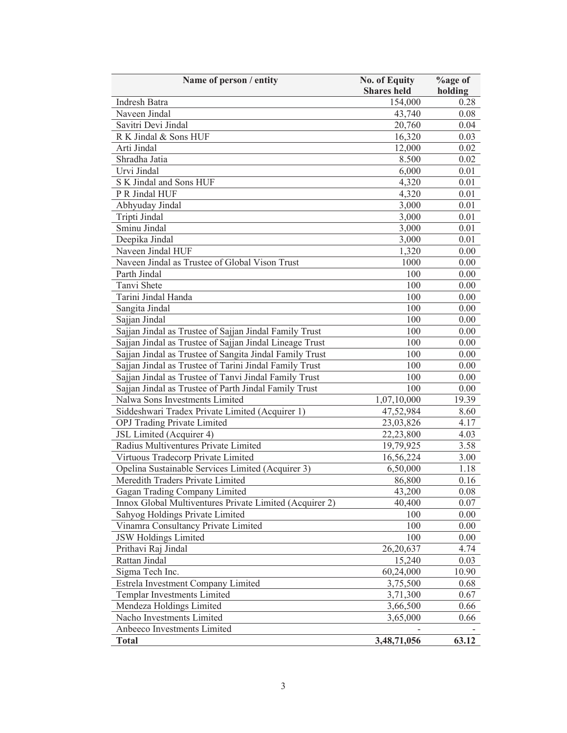| Name of person / entity | No. of Equity Shares held | %age of holding |
|---|---|---|
| Indresh Batra | 154,000 | 0.28 |
| Naveen Jindal | 43,740 | 0.08 |
| Savitri Devi Jindal | 20,760 | 0.04 |
| R K Jindal & Sons HUF | 16,320 | 0.03 |
| Arti Jindal | 12,000 | 0.02 |
| Shradha Jatia | 8.500 | 0.02 |
| Urvi Jindal | 6,000 | 0.01 |
| S K Jindal and Sons HUF | 4,320 | 0.01 |
| P R Jindal HUF | 4,320 | 0.01 |
| Abhyuday Jindal | 3,000 | 0.01 |
| Tripti Jindal | 3,000 | 0.01 |
| Sminu Jindal | 3,000 | 0.01 |
| Deepika Jindal | 3,000 | 0.01 |
| Naveen Jindal HUF | 1,320 | 0.00 |
| Naveen Jindal as Trustee of Global Vison Trust | 1000 | 0.00 |
| Parth Jindal | 100 | 0.00 |
| Tanvi Shete | 100 | 0.00 |
| Tarini Jindal Handa | 100 | 0.00 |
| Sangita Jindal | 100 | 0.00 |
| Sajjan Jindal | 100 | 0.00 |
| Sajjan Jindal as Trustee of Sajjan Jindal Family Trust | 100 | 0.00 |
| Sajjan Jindal as Trustee of Sajjan Jindal Lineage Trust | 100 | 0.00 |
| Sajjan Jindal as Trustee of Sangita Jindal Family Trust | 100 | 0.00 |
| Sajjan Jindal as Trustee of Tarini Jindal Family Trust | 100 | 0.00 |
| Sajjan Jindal as Trustee of Tanvi Jindal Family Trust | 100 | 0.00 |
| Sajjan Jindal as Trustee of Parth Jindal Family Trust | 100 | 0.00 |
| Nalwa Sons Investments Limited | 1,07,10,000 | 19.39 |
| Siddeshwari Tradex Private Limited (Acquirer 1) | 47,52,984 | 8.60 |
| OPJ Trading Private Limited | 23,03,826 | 4.17 |
| JSL Limited (Acquirer 4) | 22,23,800 | 4.03 |
| Radius Multiventures Private Limited | 19,79,925 | 3.58 |
| Virtuous Tradecorp Private Limited | 16,56,224 | 3.00 |
| Opelina Sustainable Services Limited (Acquirer 3) | 6,50,000 | 1.18 |
| Meredith Traders Private Limited | 86,800 | 0.16 |
| Gagan Trading Company Limited | 43,200 | 0.08 |
| Innox Global Multiventures Private Limited (Acquirer 2) | 40,400 | 0.07 |
| Sahyog Holdings Private Limited | 100 | 0.00 |
| Vinamra Consultancy Private Limited | 100 | 0.00 |
| JSW Holdings Limited | 100 | 0.00 |
| Prithavi Raj Jindal | 26,20,637 | 4.74 |
| Rattan Jindal | 15,240 | 0.03 |
| Sigma Tech Inc. | 60,24,000 | 10.90 |
| Estrela Investment Company Limited | 3,75,500 | 0.68 |
| Templar Investments Limited | 3,71,300 | 0.67 |
| Mendeza Holdings Limited | 3,66,500 | 0.66 |
| Nacho Investments Limited | 3,65,000 | 0.66 |
| Anbeeco Investments Limited | - | - |
| **Total** | **3,48,71,056** | **63.12** |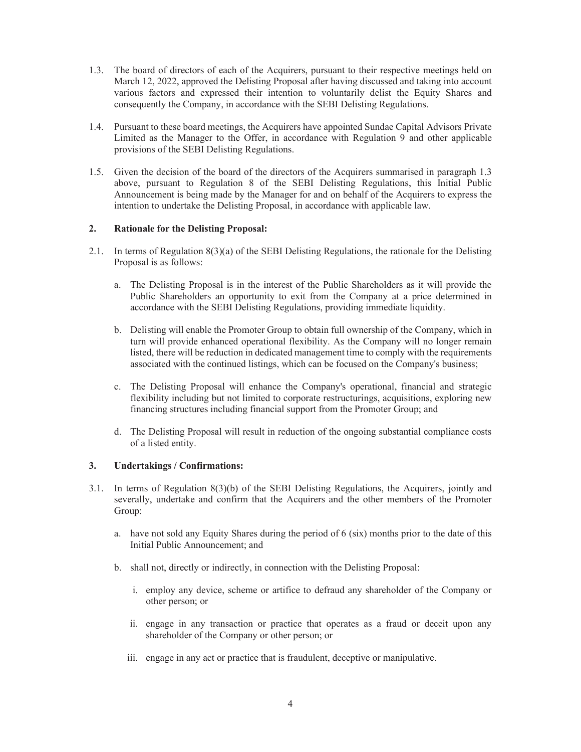1.3. The board of directors of each of the Acquirers, pursuant to their respective meetings held on March 12, 2022, approved the Delisting Proposal after having discussed and taking into account various factors and expressed their intention to voluntarily delist the Equity Shares and consequently the Company, in accordance with the SEBI Delisting Regulations.

1.4. Pursuant to these board meetings, the Acquirers have appointed Sundae Capital Advisors Private Limited as the Manager to the Offer, in accordance with Regulation 9 and other applicable provisions of the SEBI Delisting Regulations.

1.5. Given the decision of the board of the directors of the Acquirers summarised in paragraph 1.3 above, pursuant to Regulation 8 of the SEBI Delisting Regulations, this Initial Public Announcement is being made by the Manager for and on behalf of the Acquirers to express the intention to undertake the Delisting Proposal, in accordance with applicable law.

## 2. Rationale for the Delisting Proposal:

2.1. In terms of Regulation 8(3)(a) of the SEBI Delisting Regulations, the rationale for the Delisting Proposal is as follows:

a. The Delisting Proposal is in the interest of the Public Shareholders as it will provide the Public Shareholders an opportunity to exit from the Company at a price determined in accordance with the SEBI Delisting Regulations, providing immediate liquidity.

b. Delisting will enable the Promoter Group to obtain full ownership of the Company, which in turn will provide enhanced operational flexibility. As the Company will no longer remain listed, there will be reduction in dedicated management time to comply with the requirements associated with the continued listings, which can be focused on the Company's business;

c. The Delisting Proposal will enhance the Company's operational, financial and strategic flexibility including but not limited to corporate restructurings, acquisitions, exploring new financing structures including financial support from the Promoter Group; and

d. The Delisting Proposal will result in reduction of the ongoing substantial compliance costs of a listed entity.

## 3. Undertakings / Confirmations:

3.1. In terms of Regulation 8(3)(b) of the SEBI Delisting Regulations, the Acquirers, jointly and severally, undertake and confirm that the Acquirers and the other members of the Promoter Group:

a. have not sold any Equity Shares during the period of 6 (six) months prior to the date of this Initial Public Announcement; and

b. shall not, directly or indirectly, in connection with the Delisting Proposal:

   i. employ any device, scheme or artifice to defraud any shareholder of the Company or other person; or

   ii. engage in any transaction or practice that operates as a fraud or deceit upon any shareholder of the Company or other person; or

   iii. engage in any act or practice that is fraudulent, deceptive or manipulative.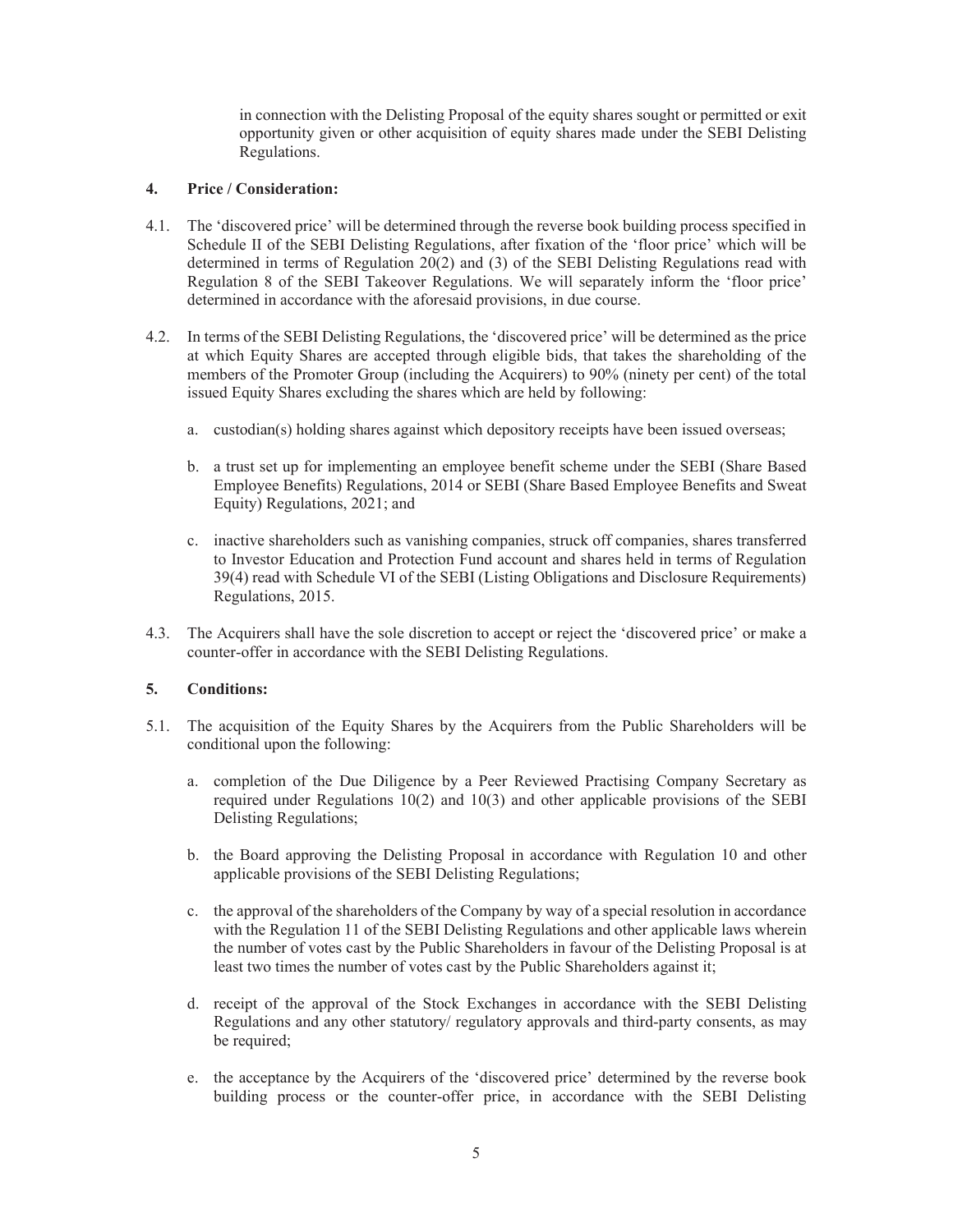in connection with the Delisting Proposal of the equity shares sought or permitted or exit opportunity given or other acquisition of equity shares made under the SEBI Delisting Regulations.

**4. Price / Consideration:**

4.1. The 'discovered price' will be determined through the reverse book building process specified in Schedule II of the SEBI Delisting Regulations, after fixation of the 'floor price' which will be determined in terms of Regulation 20(2) and (3) of the SEBI Delisting Regulations read with Regulation 8 of the SEBI Takeover Regulations. We will separately inform the 'floor price' determined in accordance with the aforesaid provisions, in due course.

4.2. In terms of the SEBI Delisting Regulations, the 'discovered price' will be determined as the price at which Equity Shares are accepted through eligible bids, that takes the shareholding of the members of the Promoter Group (including the Acquirers) to 90% (ninety per cent) of the total issued Equity Shares excluding the shares which are held by following:

a. custodian(s) holding shares against which depository receipts have been issued overseas;

b. a trust set up for implementing an employee benefit scheme under the SEBI (Share Based Employee Benefits) Regulations, 2014 or SEBI (Share Based Employee Benefits and Sweat Equity) Regulations, 2021; and

c. inactive shareholders such as vanishing companies, struck off companies, shares transferred to Investor Education and Protection Fund account and shares held in terms of Regulation 39(4) read with Schedule VI of the SEBI (Listing Obligations and Disclosure Requirements) Regulations, 2015.

4.3. The Acquirers shall have the sole discretion to accept or reject the 'discovered price' or make a counter-offer in accordance with the SEBI Delisting Regulations.

**5. Conditions:**

5.1. The acquisition of the Equity Shares by the Acquirers from the Public Shareholders will be conditional upon the following:

a. completion of the Due Diligence by a Peer Reviewed Practising Company Secretary as required under Regulations 10(2) and 10(3) and other applicable provisions of the SEBI Delisting Regulations;

b. the Board approving the Delisting Proposal in accordance with Regulation 10 and other applicable provisions of the SEBI Delisting Regulations;

c. the approval of the shareholders of the Company by way of a special resolution in accordance with the Regulation 11 of the SEBI Delisting Regulations and other applicable laws wherein the number of votes cast by the Public Shareholders in favour of the Delisting Proposal is at least two times the number of votes cast by the Public Shareholders against it;

d. receipt of the approval of the Stock Exchanges in accordance with the SEBI Delisting Regulations and any other statutory/ regulatory approvals and third-party consents, as may be required;

e. the acceptance by the Acquirers of the 'discovered price' determined by the reverse book building process or the counter-offer price, in accordance with the SEBI Delisting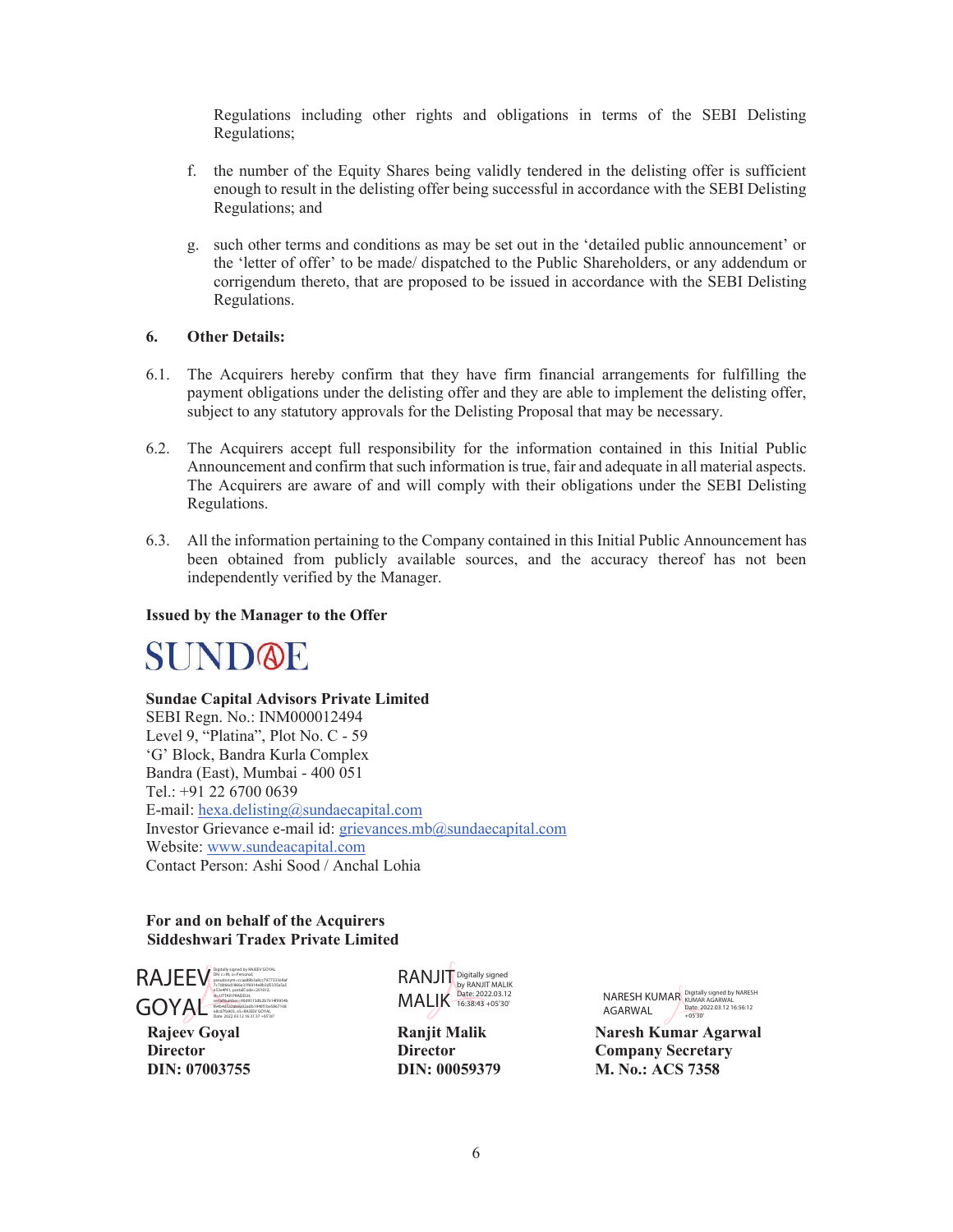Regulations including other rights and obligations in terms of the SEBI Delisting Regulations;

f. the number of the Equity Shares being validly tendered in the delisting offer is sufficient enough to result in the delisting offer being successful in accordance with the SEBI Delisting Regulations; and

g. such other terms and conditions as may be set out in the 'detailed public announcement' or the 'letter of offer' to be made/ dispatched to the Public Shareholders, or any addendum or corrigendum thereto, that are proposed to be issued in accordance with the SEBI Delisting Regulations.

**6. Other Details:**

6.1. The Acquirers hereby confirm that they have firm financial arrangements for fulfilling the payment obligations under the delisting offer and they are able to implement the delisting offer, subject to any statutory approvals for the Delisting Proposal that may be necessary.

6.2. The Acquirers accept full responsibility for the information contained in this Initial Public Announcement and confirm that such information is true, fair and adequate in all material aspects. The Acquirers are aware of and will comply with their obligations under the SEBI Delisting Regulations.

6.3. All the information pertaining to the Company contained in this Initial Public Announcement has been obtained from publicly available sources, and the accuracy thereof has not been independently verified by the Manager.

**Issued by the Manager to the Offer**

SUNDAE

**Sundae Capital Advisors Private Limited**
SEBI Regn. No.: INM000012494
Level 9, "Platina", Plot No. C - 59
'G' Block, Bandra Kurla Complex
Bandra (East), Mumbai - 400 051
Tel.: +91 22 6700 0639
E-mail: hexa.delisting@sundaecapital.com
Investor Grievance e-mail id: grievances.mb@sundaecapital.com
Website: www.sundeacapital.com
Contact Person: Ashi Sood / Anchal Lohia

**For and on behalf of the Acquirers**
**Siddeshwari Tradex Private Limited**

| | | |
|---|---|---|
| RAJEEV GOYAL (Digitally signed by RAJEEV GOYAL, Date: 2022.03.12 16:31:37 +05'30') | RANJIT MALIK (Digitally signed by RANJIT MALIK, Date: 2022.03.12 16:38:43 +05'30') | NARESH KUMAR AGARWAL (Digitally signed by NARESH KUMAR AGARWAL, Date: 2022.03.12 16:56:12 +05'30') |
| **Rajeev Goyal** | **Ranjit Malik** | **Naresh Kumar Agarwal** |
| **Director** | **Director** | **Company Secretary** |
| **DIN: 07003755** | **DIN: 00059379** | **M. No.: ACS 7358** |